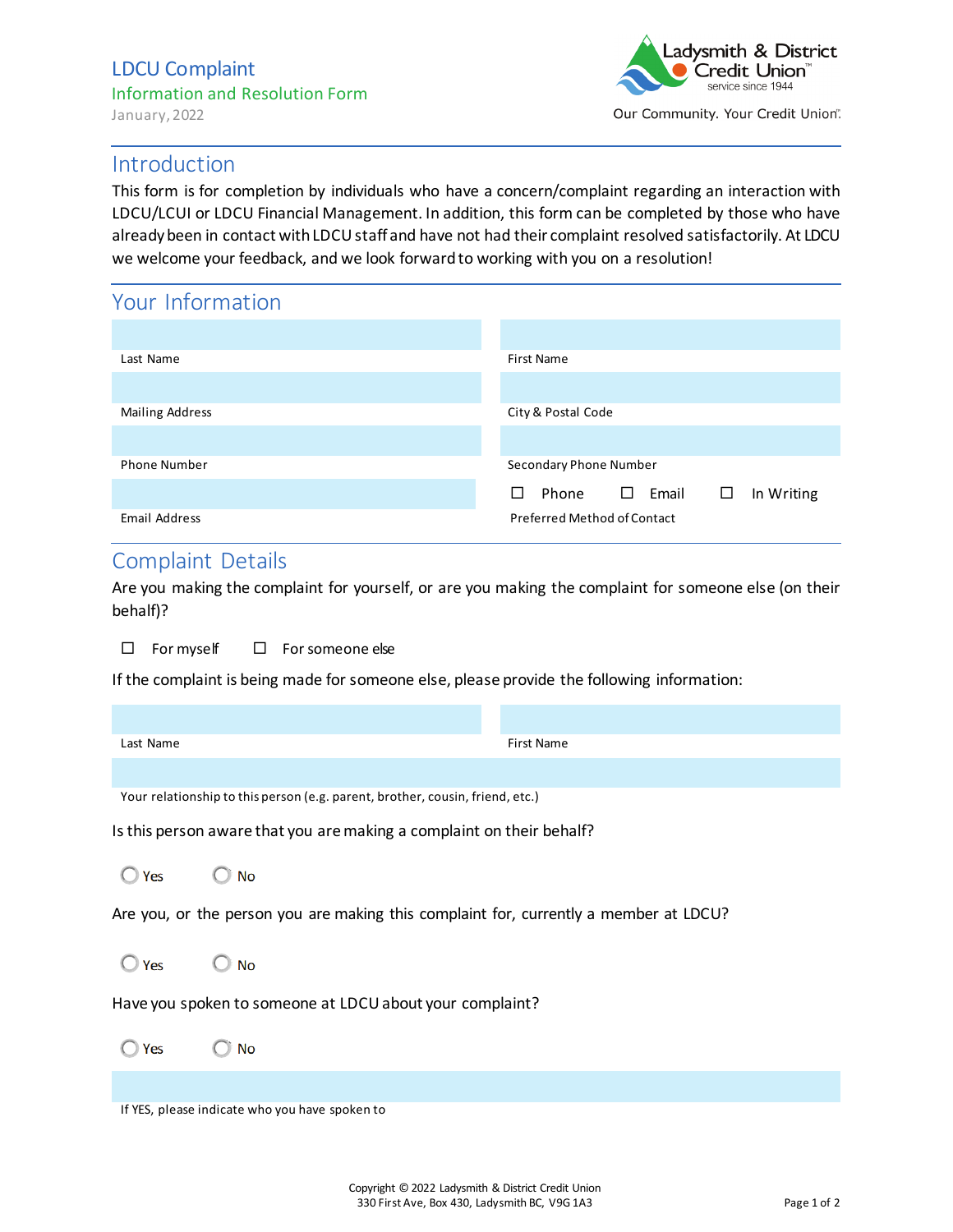# LDCU Complaint

Information and Resolution Form

January, 2022

Ladysmith & District Credit Union™
service since 1944

Our Community. Your Credit Union™

## Introduction

This form is for completion by individuals who have a concern/complaint regarding an interaction with LDCU/LCUI or LDCU Financial Management. In addition, this form can be completed by those who have already been in contact with LDCU staff and have not had their complaint resolved satisfactorily. At LDCU we welcome your feedback, and we look forward to working with you on a resolution!

## Your Information

| | |
|---|---|
| Last Name | First Name |
| Mailing Address | City & Postal Code |
| Phone Number | Secondary Phone Number |
| Email Address | ☐ Phone ☐ Email ☐ In Writing<br>Preferred Method of Contact |

## Complaint Details

Are you making the complaint for yourself, or are you making the complaint for someone else (on their behalf)?

☐ For myself ☐ For someone else

If the complaint is being made for someone else, please provide the following information:

| | |
|---|---|
| Last Name | First Name |

Your relationship to this person (e.g. parent, brother, cousin, friend, etc.)

Is this person aware that you are making a complaint on their behalf?

○ Yes ○ No

Are you, or the person you are making this complaint for, currently a member at LDCU?

○ Yes ○ No

Have you spoken to someone at LDCU about your complaint?

○ Yes ○ No

If YES, please indicate who you have spoken to

Copyright © 2022 Ladysmith & District Credit Union
330 First Ave, Box 430, Ladysmith BC, V9G 1A3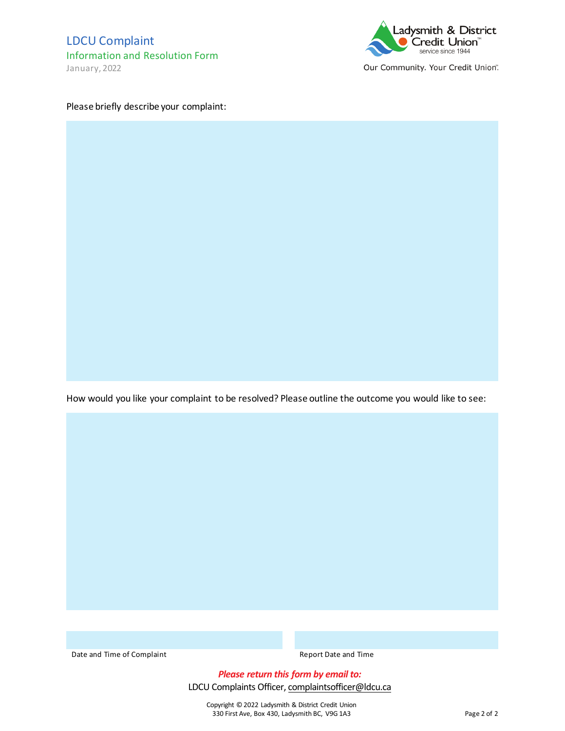# LDCU Complaint

## Information and Resolution Form

January, 2022

Ladysmith & District Credit Union™
service since 1944

Our Community. Your Credit Union™

Please briefly describe your complaint:

How would you like your complaint to be resolved? Please outline the outcome you would like to see:

Date and Time of Complaint

Report Date and Time

***Please return this form by email to:***

LDCU Complaints Officer, complaintsofficer@ldcu.ca

Copyright © 2022 Ladysmith & District Credit Union
330 First Ave, Box 430, Ladysmith BC, V9G 1A3